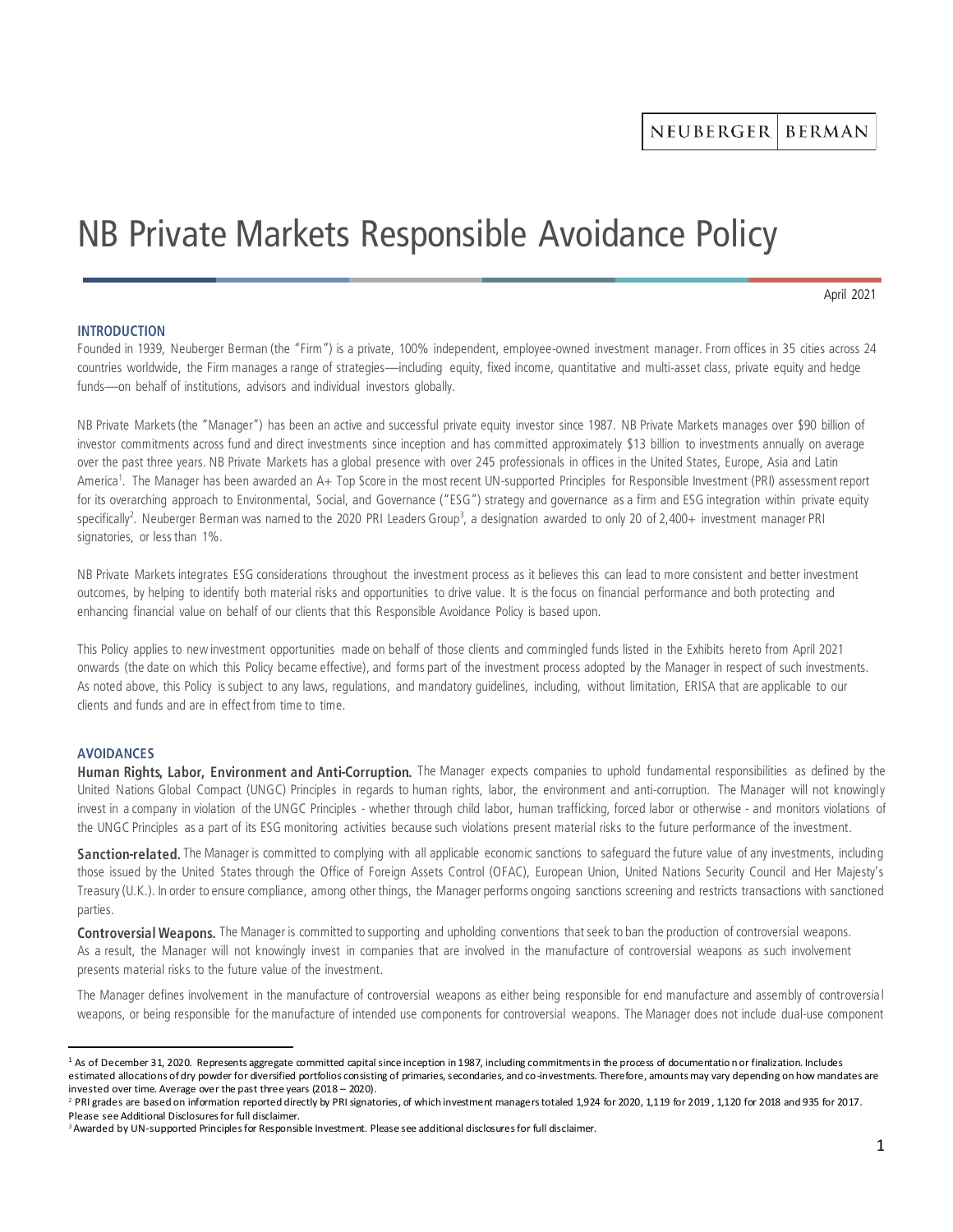NEUBERGER | BERMAN

# NB Private Markets Responsible Avoidance Policy

April 2021

## INTRODUCTION

Founded in 1939, Neuberger Berman (the "Firm") is a private, 100% independent, employee-owned investment manager. From offices in 35 cities across 24 countries worldwide, the Firm manages a range of strategies—including equity, fixed income, quantitative and multi-asset class, private equity and hedge funds—on behalf of institutions, advisors and individual investors globally.

NB Private Markets (the "Manager") has been an active and successful private equity investor since 1987. NB Private Markets manages over $90 billion of investor commitments across fund and direct investments since inception and has committed approximately $13 billion to investments annually on average over the past three years. NB Private Markets has a global presence with over 245 professionals in offices in the United States, Europe, Asia and Latin America[1]. The Manager has been awarded an A+ Top Score in the most recent UN-supported Principles for Responsible Investment (PRI) assessment report for its overarching approach to Environmental, Social, and Governance ("ESG") strategy and governance as a firm and ESG integration within private equity specifically[2]. Neuberger Berman was named to the 2020 PRI Leaders Group[3], a designation awarded to only 20 of 2,400+ investment manager PRI signatories, or less than 1%.

NB Private Markets integrates ESG considerations throughout the investment process as it believes this can lead to more consistent and better investment outcomes, by helping to identify both material risks and opportunities to drive value. It is the focus on financial performance and both protecting and enhancing financial value on behalf of our clients that this Responsible Avoidance Policy is based upon.

This Policy applies to new investment opportunities made on behalf of those clients and commingled funds listed in the Exhibits hereto from April 2021 onwards (the date on which this Policy became effective), and forms part of the investment process adopted by the Manager in respect of such investments. As noted above, this Policy is subject to any laws, regulations, and mandatory guidelines, including, without limitation, ERISA that are applicable to our clients and funds and are in effect from time to time.

## AVOIDANCES

**Human Rights, Labor, Environment and Anti-Corruption.** The Manager expects companies to uphold fundamental responsibilities as defined by the United Nations Global Compact (UNGC) Principles in regards to human rights, labor, the environment and anti-corruption. The Manager will not knowingly invest in a company in violation of the UNGC Principles - whether through child labor, human trafficking, forced labor or otherwise - and monitors violations of the UNGC Principles as a part of its ESG monitoring activities because such violations present material risks to the future performance of the investment.

**Sanction-related.** The Manager is committed to complying with all applicable economic sanctions to safeguard the future value of any investments, including those issued by the United States through the Office of Foreign Assets Control (OFAC), European Union, United Nations Security Council and Her Majesty's Treasury (U.K.). In order to ensure compliance, among other things, the Manager performs ongoing sanctions screening and restricts transactions with sanctioned parties.

**Controversial Weapons.** The Manager is committed to supporting and upholding conventions that seek to ban the production of controversial weapons. As a result, the Manager will not knowingly invest in companies that are involved in the manufacture of controversial weapons as such involvement presents material risks to the future value of the investment.

The Manager defines involvement in the manufacture of controversial weapons as either being responsible for end manufacture and assembly of controversial weapons, or being responsible for the manufacture of intended use components for controversial weapons. The Manager does not include dual-use component

---

[1] As of December 31, 2020. Represents aggregate committed capital since inception in 1987, including commitments in the process of documentation or finalization. Includes estimated allocations of dry powder for diversified portfolios consisting of primaries, secondaries, and co-investments. Therefore, amounts may vary depending on how mandates are invested over time. Average over the past three years (2018 – 2020).

[2] PRI grades are based on information reported directly by PRI signatories, of which investment managers totaled 1,924 for 2020, 1,119 for 2019, 1,120 for 2018 and 935 for 2017. Please see Additional Disclosures for full disclaimer.

[3] Awarded by UN-supported Principles for Responsible Investment. Please see additional disclosures for full disclaimer.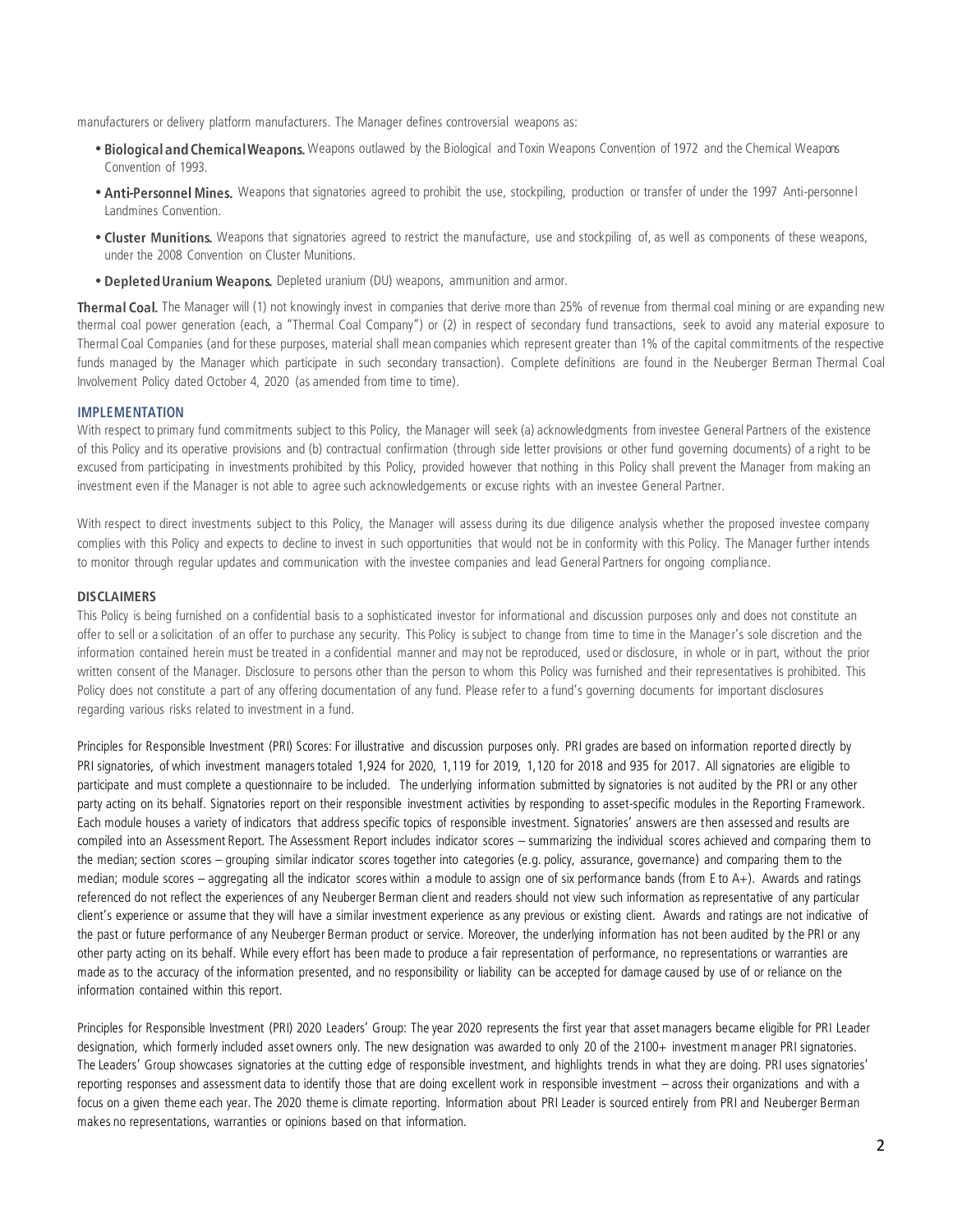manufacturers or delivery platform manufacturers. The Manager defines controversial weapons as:

- **Biological and Chemical Weapons.** Weapons outlawed by the Biological and Toxin Weapons Convention of 1972 and the Chemical Weapons Convention of 1993.
- **Anti-Personnel Mines.** Weapons that signatories agreed to prohibit the use, stockpiling, production or transfer of under the 1997 Anti-personnel Landmines Convention.
- **Cluster Munitions.** Weapons that signatories agreed to restrict the manufacture, use and stockpiling of, as well as components of these weapons, under the 2008 Convention on Cluster Munitions.
- **Depleted Uranium Weapons.** Depleted uranium (DU) weapons, ammunition and armor.

**Thermal Coal.** The Manager will (1) not knowingly invest in companies that derive more than 25% of revenue from thermal coal mining or are expanding new thermal coal power generation (each, a "Thermal Coal Company") or (2) in respect of secondary fund transactions, seek to avoid any material exposure to Thermal Coal Companies (and for these purposes, material shall mean companies which represent greater than 1% of the capital commitments of the respective funds managed by the Manager which participate in such secondary transaction). Complete definitions are found in the Neuberger Berman Thermal Coal Involvement Policy dated October 4, 2020 (as amended from time to time).

## IMPLEMENTATION

With respect to primary fund commitments subject to this Policy, the Manager will seek (a) acknowledgments from investee General Partners of the existence of this Policy and its operative provisions and (b) contractual confirmation (through side letter provisions or other fund governing documents) of a right to be excused from participating in investments prohibited by this Policy, provided however that nothing in this Policy shall prevent the Manager from making an investment even if the Manager is not able to agree such acknowledgements or excuse rights with an investee General Partner.

With respect to direct investments subject to this Policy, the Manager will assess during its due diligence analysis whether the proposed investee company complies with this Policy and expects to decline to invest in such opportunities that would not be in conformity with this Policy. The Manager further intends to monitor through regular updates and communication with the investee companies and lead General Partners for ongoing compliance.

## DISCLAIMERS

This Policy is being furnished on a confidential basis to a sophisticated investor for informational and discussion purposes only and does not constitute an offer to sell or a solicitation of an offer to purchase any security. This Policy is subject to change from time to time in the Manager's sole discretion and the information contained herein must be treated in a confidential manner and may not be reproduced, used or disclosure, in whole or in part, without the prior written consent of the Manager. Disclosure to persons other than the person to whom this Policy was furnished and their representatives is prohibited. This Policy does not constitute a part of any offering documentation of any fund. Please refer to a fund's governing documents for important disclosures regarding various risks related to investment in a fund.

Principles for Responsible Investment (PRI) Scores: For illustrative and discussion purposes only. PRI grades are based on information reported directly by PRI signatories, of which investment managers totaled 1,924 for 2020, 1,119 for 2019, 1,120 for 2018 and 935 for 2017. All signatories are eligible to participate and must complete a questionnaire to be included. The underlying information submitted by signatories is not audited by the PRI or any other party acting on its behalf. Signatories report on their responsible investment activities by responding to asset-specific modules in the Reporting Framework. Each module houses a variety of indicators that address specific topics of responsible investment. Signatories' answers are then assessed and results are compiled into an Assessment Report. The Assessment Report includes indicator scores – summarizing the individual scores achieved and comparing them to the median; section scores – grouping similar indicator scores together into categories (e.g. policy, assurance, governance) and comparing them to the median; module scores – aggregating all the indicator scores within a module to assign one of six performance bands (from E to A+). Awards and ratings referenced do not reflect the experiences of any Neuberger Berman client and readers should not view such information as representative of any particular client's experience or assume that they will have a similar investment experience as any previous or existing client. Awards and ratings are not indicative of the past or future performance of any Neuberger Berman product or service. Moreover, the underlying information has not been audited by the PRI or any other party acting on its behalf. While every effort has been made to produce a fair representation of performance, no representations or warranties are made as to the accuracy of the information presented, and no responsibility or liability can be accepted for damage caused by use of or reliance on the information contained within this report.

Principles for Responsible Investment (PRI) 2020 Leaders' Group: The year 2020 represents the first year that asset managers became eligible for PRI Leader designation, which formerly included asset owners only. The new designation was awarded to only 20 of the 2100+ investment manager PRI signatories. The Leaders' Group showcases signatories at the cutting edge of responsible investment, and highlights trends in what they are doing. PRI uses signatories' reporting responses and assessment data to identify those that are doing excellent work in responsible investment – across their organizations and with a focus on a given theme each year. The 2020 theme is climate reporting. Information about PRI Leader is sourced entirely from PRI and Neuberger Berman makes no representations, warranties or opinions based on that information.